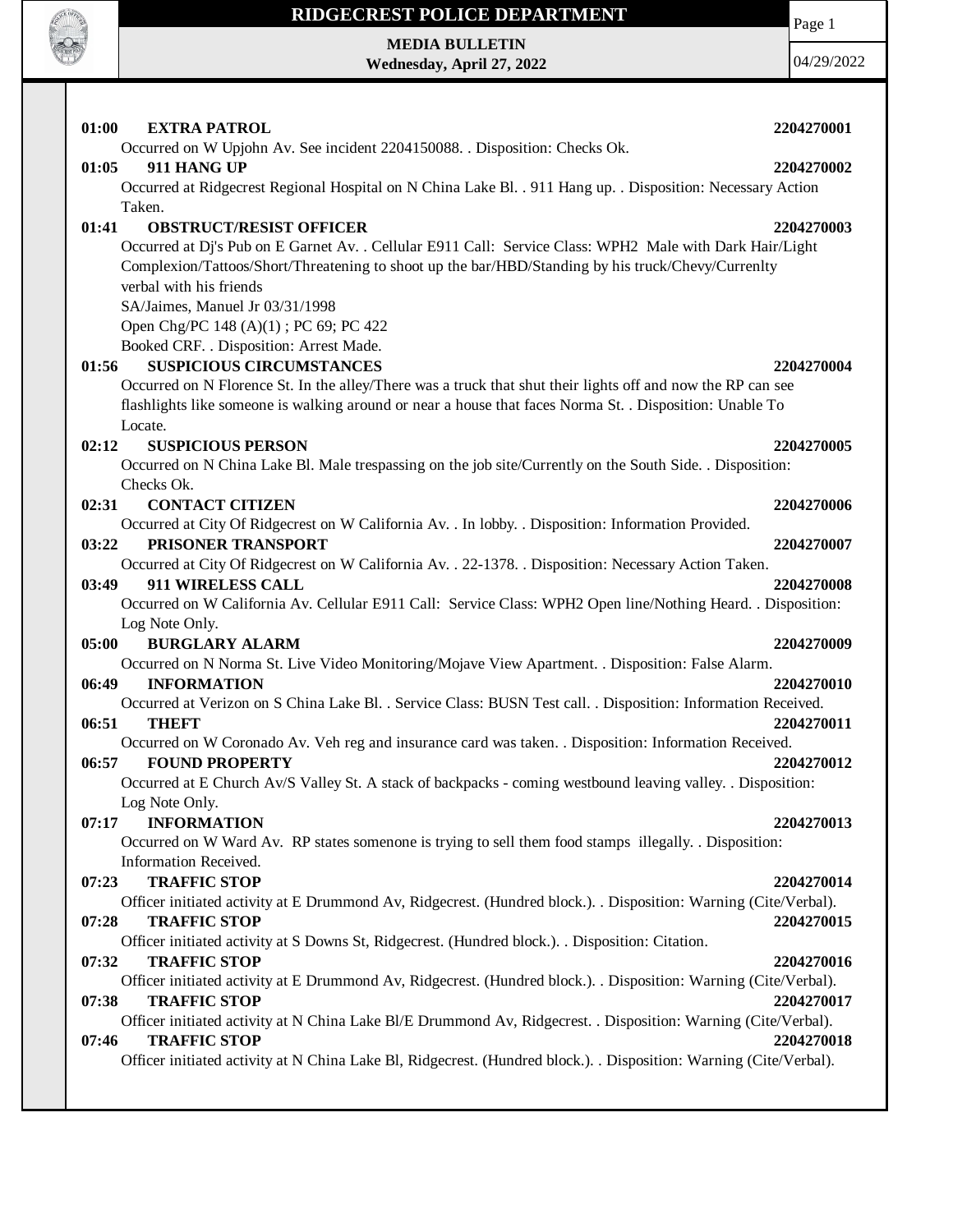# RIDGECREST POLICE DEPARTMENT

**MEDIA BULLETIN**
**Wednesday, April 27, 2022**

04/29/2022

**01:00 EXTRA PATROL** **2204270001**
Occurred on W Upjohn Av. See incident 2204150088. . Disposition: Checks Ok.

**01:05 911 HANG UP** **2204270002**
Occurred at Ridgecrest Regional Hospital on N China Lake Bl. . 911 Hang up. . Disposition: Necessary Action Taken.

**01:41 OBSTRUCT/RESIST OFFICER** **2204270003**
Occurred at Dj's Pub on E Garnet Av. . Cellular E911 Call: Service Class: WPH2 Male with Dark Hair/Light Complexion/Tattoos/Short/Threatening to shoot up the bar/HBD/Standing by his truck/Chevy/Currenlty verbal with his friends
SA/Jaimes, Manuel Jr 03/31/1998
Open Chg/PC 148 (A)(1) ; PC 69; PC 422
Booked CRF. . Disposition: Arrest Made.

**01:56 SUSPICIOUS CIRCUMSTANCES** **2204270004**
Occurred on N Florence St. In the alley/There was a truck that shut their lights off and now the RP can see flashlights like someone is walking around or near a house that faces Norma St. . Disposition: Unable To Locate.

**02:12 SUSPICIOUS PERSON** **2204270005**
Occurred on N China Lake Bl. Male trespassing on the job site/Currently on the South Side. . Disposition: Checks Ok.

**02:31 CONTACT CITIZEN** **2204270006**
Occurred at City Of Ridgecrest on W California Av. . In lobby. . Disposition: Information Provided.

**03:22 PRISONER TRANSPORT** **2204270007**
Occurred at City Of Ridgecrest on W California Av. . 22-1378. . Disposition: Necessary Action Taken.

**03:49 911 WIRELESS CALL** **2204270008**
Occurred on W California Av. Cellular E911 Call: Service Class: WPH2 Open line/Nothing Heard. . Disposition: Log Note Only.

**05:00 BURGLARY ALARM** **2204270009**
Occurred on N Norma St. Live Video Monitoring/Mojave View Apartment. . Disposition: False Alarm.

**06:49 INFORMATION** **2204270010**
Occurred at Verizon on S China Lake Bl. . Service Class: BUSN Test call. . Disposition: Information Received.

**06:51 THEFT** **2204270011**
Occurred on W Coronado Av. Veh reg and insurance card was taken. . Disposition: Information Received.

**06:57 FOUND PROPERTY** **2204270012**
Occurred at E Church Av/S Valley St. A stack of backpacks - coming westbound leaving valley. . Disposition: Log Note Only.

**07:17 INFORMATION** **2204270013**
Occurred on W Ward Av. RP states somenone is trying to sell them food stamps illegally. . Disposition: Information Received.

**07:23 TRAFFIC STOP** **2204270014**
Officer initiated activity at E Drummond Av, Ridgecrest. (Hundred block.). . Disposition: Warning (Cite/Verbal).

**07:28 TRAFFIC STOP** **2204270015**
Officer initiated activity at S Downs St, Ridgecrest. (Hundred block.). . Disposition: Citation.

**07:32 TRAFFIC STOP** **2204270016**
Officer initiated activity at E Drummond Av, Ridgecrest. (Hundred block.). . Disposition: Warning (Cite/Verbal).

**07:38 TRAFFIC STOP** **2204270017**
Officer initiated activity at N China Lake Bl/E Drummond Av, Ridgecrest. . Disposition: Warning (Cite/Verbal).

**07:46 TRAFFIC STOP** **2204270018**
Officer initiated activity at N China Lake Bl, Ridgecrest. (Hundred block.). . Disposition: Warning (Cite/Verbal).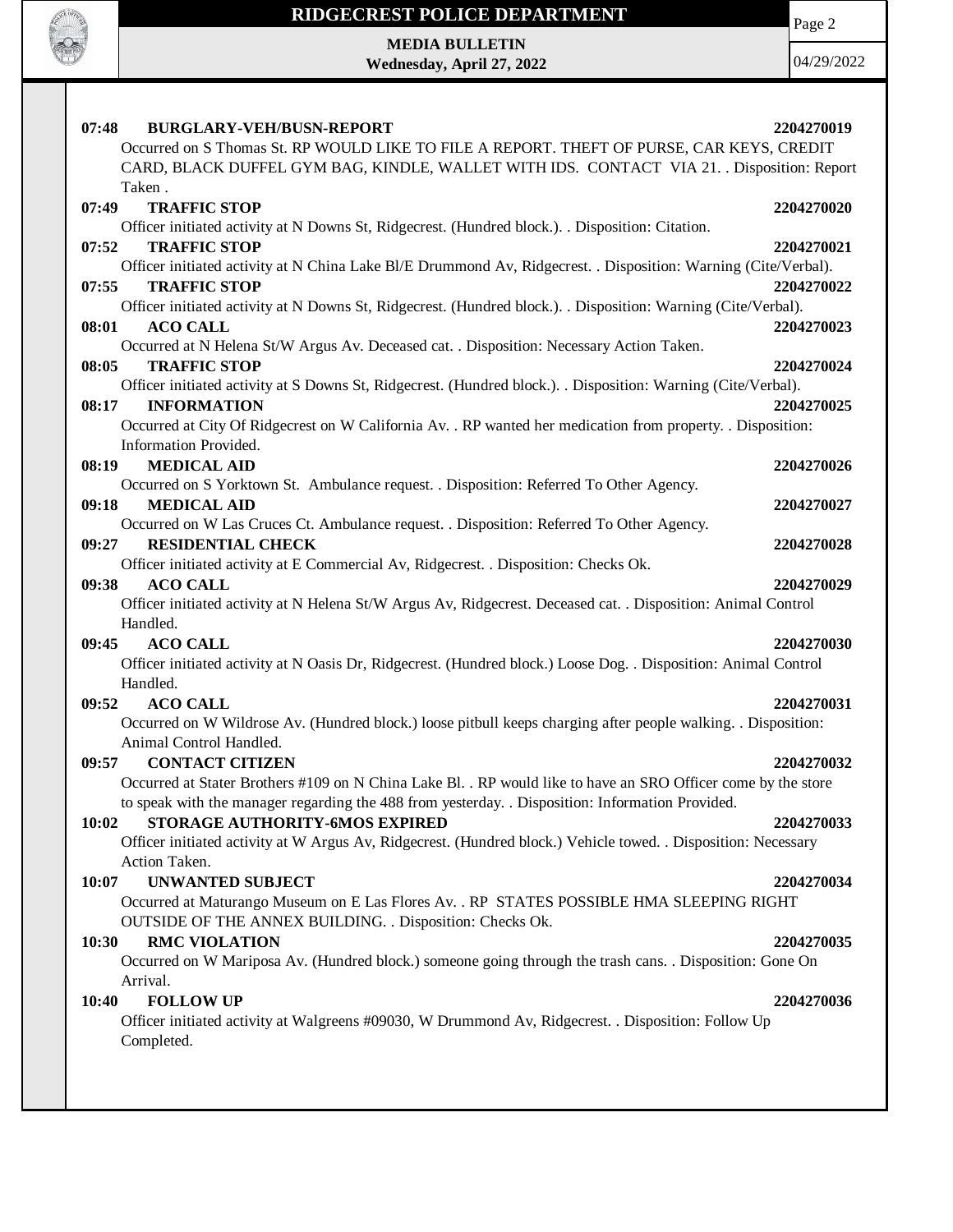**07:48 BURGLARY-VEH/BUSN-REPORT** **2204270019**
Occurred on S Thomas St. RP WOULD LIKE TO FILE A REPORT. THEFT OF PURSE, CAR KEYS, CREDIT CARD, BLACK DUFFEL GYM BAG, KINDLE, WALLET WITH IDS. CONTACT VIA 21. . Disposition: Report Taken .

**07:49 TRAFFIC STOP** **2204270020**
Officer initiated activity at N Downs St, Ridgecrest. (Hundred block.). . Disposition: Citation.

**07:52 TRAFFIC STOP** **2204270021**
Officer initiated activity at N China Lake Bl/E Drummond Av, Ridgecrest. . Disposition: Warning (Cite/Verbal).

**07:55 TRAFFIC STOP** **2204270022**
Officer initiated activity at N Downs St, Ridgecrest. (Hundred block.). . Disposition: Warning (Cite/Verbal).

**08:01 ACO CALL** **2204270023**
Occurred at N Helena St/W Argus Av. Deceased cat. . Disposition: Necessary Action Taken.

**08:05 TRAFFIC STOP** **2204270024**
Officer initiated activity at S Downs St, Ridgecrest. (Hundred block.). . Disposition: Warning (Cite/Verbal).

**08:17 INFORMATION** **2204270025**
Occurred at City Of Ridgecrest on W California Av. . RP wanted her medication from property. . Disposition: Information Provided.

**08:19 MEDICAL AID** **2204270026**
Occurred on S Yorktown St. Ambulance request. . Disposition: Referred To Other Agency.

**09:18 MEDICAL AID** **2204270027**
Occurred on W Las Cruces Ct. Ambulance request. . Disposition: Referred To Other Agency.

**09:27 RESIDENTIAL CHECK** **2204270028**
Officer initiated activity at E Commercial Av, Ridgecrest. . Disposition: Checks Ok.

**09:38 ACO CALL** **2204270029**
Officer initiated activity at N Helena St/W Argus Av, Ridgecrest. Deceased cat. . Disposition: Animal Control Handled.

**09:45 ACO CALL** **2204270030**
Officer initiated activity at N Oasis Dr, Ridgecrest. (Hundred block.) Loose Dog. . Disposition: Animal Control Handled.

**09:52 ACO CALL** **2204270031**
Occurred on W Wildrose Av. (Hundred block.) loose pitbull keeps charging after people walking. . Disposition: Animal Control Handled.

**09:57 CONTACT CITIZEN** **2204270032**
Occurred at Stater Brothers #109 on N China Lake Bl. . RP would like to have an SRO Officer come by the store to speak with the manager regarding the 488 from yesterday. . Disposition: Information Provided.

**10:02 STORAGE AUTHORITY-6MOS EXPIRED** **2204270033**
Officer initiated activity at W Argus Av, Ridgecrest. (Hundred block.) Vehicle towed. . Disposition: Necessary Action Taken.

**10:07 UNWANTED SUBJECT** **2204270034**
Occurred at Maturango Museum on E Las Flores Av. . RP STATES POSSIBLE HMA SLEEPING RIGHT OUTSIDE OF THE ANNEX BUILDING. . Disposition: Checks Ok.

**10:30 RMC VIOLATION** **2204270035**
Occurred on W Mariposa Av. (Hundred block.) someone going through the trash cans. . Disposition: Gone On Arrival.

**10:40 FOLLOW UP** **2204270036**
Officer initiated activity at Walgreens #09030, W Drummond Av, Ridgecrest. . Disposition: Follow Up Completed.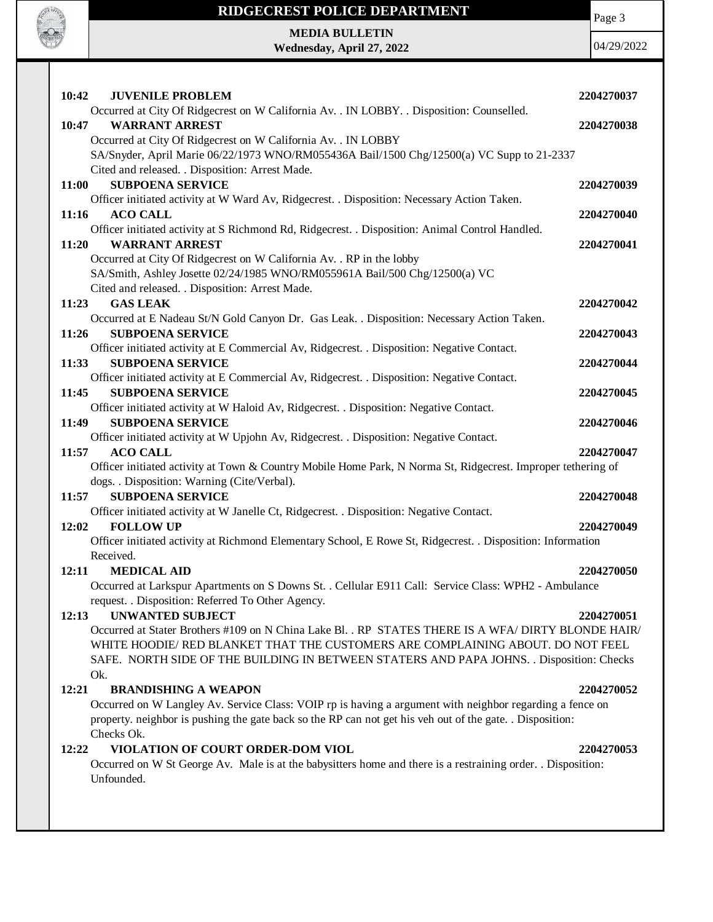**10:42 JUVENILE PROBLEM** **2204270037**

Occurred at City Of Ridgecrest on W California Av. . IN LOBBY. . Disposition: Counselled.

**10:47 WARRANT ARREST** **2204270038**

Occurred at City Of Ridgecrest on W California Av. . IN LOBBY
SA/Snyder, April Marie 06/22/1973 WNO/RM055436A Bail/1500 Chg/12500(a) VC Supp to 21-2337
Cited and released. . Disposition: Arrest Made.

**11:00 SUBPOENA SERVICE** **2204270039**

Officer initiated activity at W Ward Av, Ridgecrest. . Disposition: Necessary Action Taken.

**11:16 ACO CALL** **2204270040**

Officer initiated activity at S Richmond Rd, Ridgecrest. . Disposition: Animal Control Handled.

**11:20 WARRANT ARREST** **2204270041**

Occurred at City Of Ridgecrest on W California Av. . RP in the lobby
SA/Smith, Ashley Josette 02/24/1985 WNO/RM055961A Bail/500 Chg/12500(a) VC
Cited and released. . Disposition: Arrest Made.

**11:23 GAS LEAK** **2204270042**

Occurred at E Nadeau St/N Gold Canyon Dr. Gas Leak. . Disposition: Necessary Action Taken.

**11:26 SUBPOENA SERVICE** **2204270043**

Officer initiated activity at E Commercial Av, Ridgecrest. . Disposition: Negative Contact.

**11:33 SUBPOENA SERVICE** **2204270044**

Officer initiated activity at E Commercial Av, Ridgecrest. . Disposition: Negative Contact.

**11:45 SUBPOENA SERVICE** **2204270045**

Officer initiated activity at W Haloid Av, Ridgecrest. . Disposition: Negative Contact.

**11:49 SUBPOENA SERVICE** **2204270046**

Officer initiated activity at W Upjohn Av, Ridgecrest. . Disposition: Negative Contact.

**11:57 ACO CALL** **2204270047**

Officer initiated activity at Town & Country Mobile Home Park, N Norma St, Ridgecrest. Improper tethering of dogs. . Disposition: Warning (Cite/Verbal).

**11:57 SUBPOENA SERVICE** **2204270048**

Officer initiated activity at W Janelle Ct, Ridgecrest. . Disposition: Negative Contact.

**12:02 FOLLOW UP** **2204270049**

Officer initiated activity at Richmond Elementary School, E Rowe St, Ridgecrest. . Disposition: Information Received.

**12:11 MEDICAL AID** **2204270050**

Occurred at Larkspur Apartments on S Downs St. . Cellular E911 Call: Service Class: WPH2 - Ambulance request. . Disposition: Referred To Other Agency.

**12:13 UNWANTED SUBJECT** **2204270051**

Occurred at Stater Brothers #109 on N China Lake Bl. . RP STATES THERE IS A WFA/ DIRTY BLONDE HAIR/ WHITE HOODIE/ RED BLANKET THAT THE CUSTOMERS ARE COMPLAINING ABOUT. DO NOT FEEL SAFE. NORTH SIDE OF THE BUILDING IN BETWEEN STATERS AND PAPA JOHNS. . Disposition: Checks Ok.

**12:21 BRANDISHING A WEAPON** **2204270052**

Occurred on W Langley Av. Service Class: VOIP rp is having a argument with neighbor regarding a fence on property. neighbor is pushing the gate back so the RP can not get his veh out of the gate. . Disposition: Checks Ok.

**12:22 VIOLATION OF COURT ORDER-DOM VIOL** **2204270053**

Occurred on W St George Av. Male is at the babysitters home and there is a restraining order. . Disposition: Unfounded.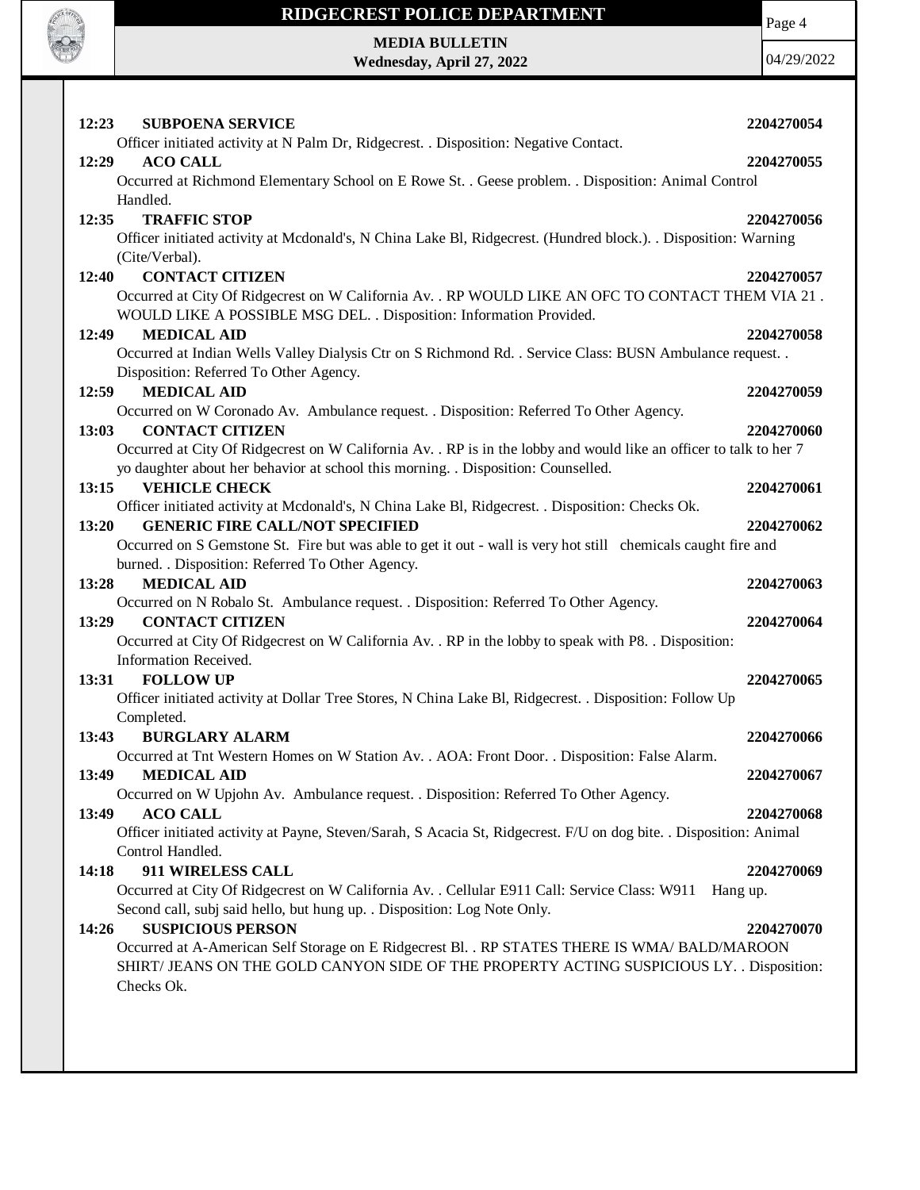**12:23 SUBPOENA SERVICE** **2204270054**

Officer initiated activity at N Palm Dr, Ridgecrest. . Disposition: Negative Contact.

**12:29 ACO CALL** **2204270055**

Occurred at Richmond Elementary School on E Rowe St. . Geese problem. . Disposition: Animal Control Handled.

**12:35 TRAFFIC STOP** **2204270056**

Officer initiated activity at Mcdonald's, N China Lake Bl, Ridgecrest. (Hundred block.). . Disposition: Warning (Cite/Verbal).

**12:40 CONTACT CITIZEN** **2204270057**

Occurred at City Of Ridgecrest on W California Av. . RP WOULD LIKE AN OFC TO CONTACT THEM VIA 21 . WOULD LIKE A POSSIBLE MSG DEL. . Disposition: Information Provided.

**12:49 MEDICAL AID** **2204270058**

Occurred at Indian Wells Valley Dialysis Ctr on S Richmond Rd. . Service Class: BUSN Ambulance request. . Disposition: Referred To Other Agency.

**12:59 MEDICAL AID** **2204270059**

Occurred on W Coronado Av. Ambulance request. . Disposition: Referred To Other Agency.

**13:03 CONTACT CITIZEN** **2204270060**

Occurred at City Of Ridgecrest on W California Av. . RP is in the lobby and would like an officer to talk to her 7 yo daughter about her behavior at school this morning. . Disposition: Counselled.

**13:15 VEHICLE CHECK** **2204270061**

Officer initiated activity at Mcdonald's, N China Lake Bl, Ridgecrest. . Disposition: Checks Ok.

**13:20 GENERIC FIRE CALL/NOT SPECIFIED** **2204270062**

Occurred on S Gemstone St. Fire but was able to get it out - wall is very hot still chemicals caught fire and burned. . Disposition: Referred To Other Agency.

**13:28 MEDICAL AID** **2204270063**

Occurred on N Robalo St. Ambulance request. . Disposition: Referred To Other Agency.

**13:29 CONTACT CITIZEN** **2204270064**

Occurred at City Of Ridgecrest on W California Av. . RP in the lobby to speak with P8. . Disposition: Information Received.

**13:31 FOLLOW UP** **2204270065**

Officer initiated activity at Dollar Tree Stores, N China Lake Bl, Ridgecrest. . Disposition: Follow Up Completed.

**13:43 BURGLARY ALARM** **2204270066**

Occurred at Tnt Western Homes on W Station Av. . AOA: Front Door. . Disposition: False Alarm.

**13:49 MEDICAL AID** **2204270067**

Occurred on W Upjohn Av. Ambulance request. . Disposition: Referred To Other Agency.

**13:49 ACO CALL** **2204270068**

Officer initiated activity at Payne, Steven/Sarah, S Acacia St, Ridgecrest. F/U on dog bite. . Disposition: Animal Control Handled.

**14:18 911 WIRELESS CALL** **2204270069**

Occurred at City Of Ridgecrest on W California Av. . Cellular E911 Call: Service Class: W911 Hang up. Second call, subj said hello, but hung up. . Disposition: Log Note Only.

**14:26 SUSPICIOUS PERSON** **2204270070**

Occurred at A-American Self Storage on E Ridgecrest Bl. . RP STATES THERE IS WMA/ BALD/MAROON SHIRT/ JEANS ON THE GOLD CANYON SIDE OF THE PROPERTY ACTING SUSPICIOUS LY. . Disposition: Checks Ok.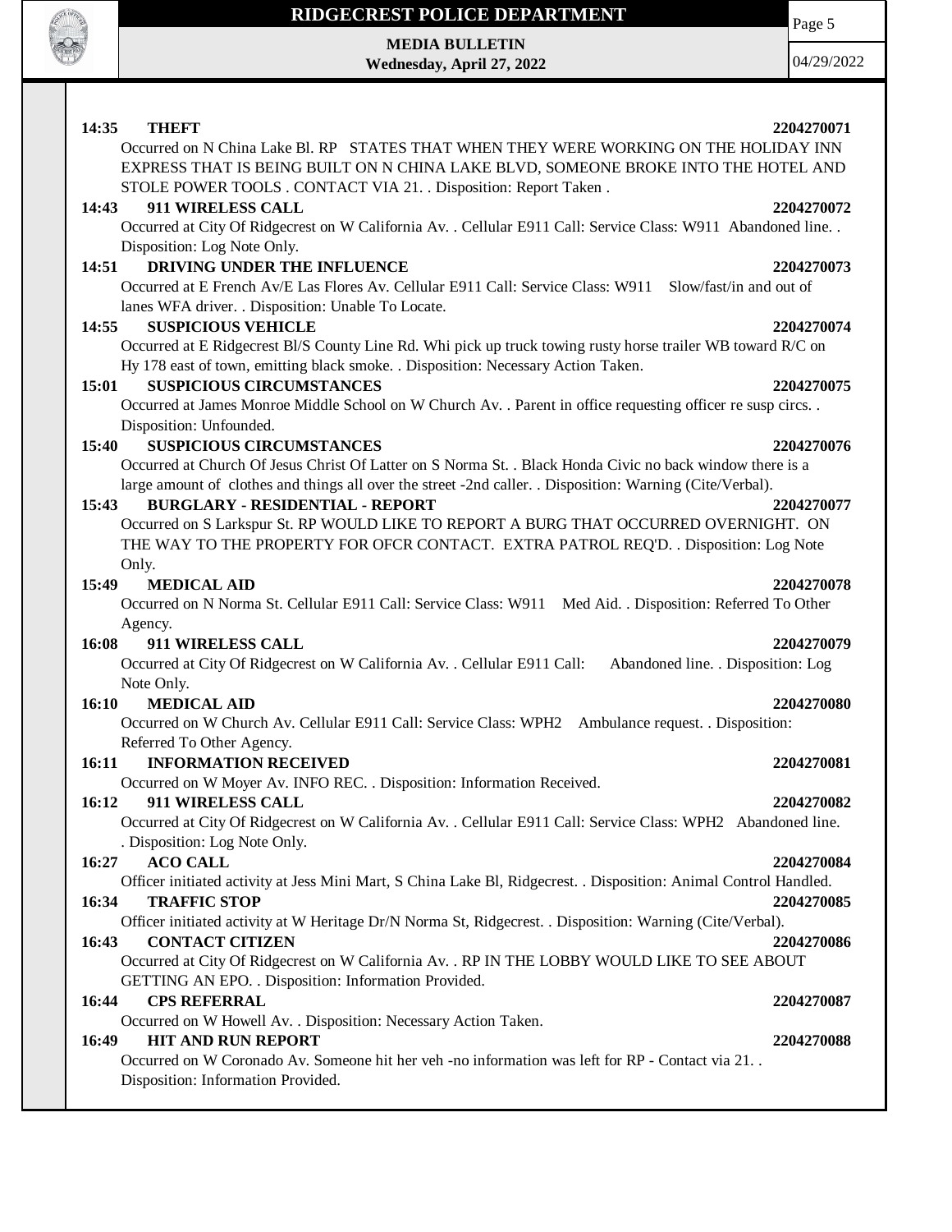**14:35 THEFT 2204270071**
Occurred on N China Lake Bl. RP STATES THAT WHEN THEY WERE WORKING ON THE HOLIDAY INN EXPRESS THAT IS BEING BUILT ON N CHINA LAKE BLVD, SOMEONE BROKE INTO THE HOTEL AND STOLE POWER TOOLS . CONTACT VIA 21. . Disposition: Report Taken .

**14:43 911 WIRELESS CALL 2204270072**
Occurred at City Of Ridgecrest on W California Av. . Cellular E911 Call: Service Class: W911 Abandoned line. . Disposition: Log Note Only.

**14:51 DRIVING UNDER THE INFLUENCE 2204270073**
Occurred at E French Av/E Las Flores Av. Cellular E911 Call: Service Class: W911 Slow/fast/in and out of lanes WFA driver. . Disposition: Unable To Locate.

**14:55 SUSPICIOUS VEHICLE 2204270074**
Occurred at E Ridgecrest Bl/S County Line Rd. Whi pick up truck towing rusty horse trailer WB toward R/C on Hy 178 east of town, emitting black smoke. . Disposition: Necessary Action Taken.

**15:01 SUSPICIOUS CIRCUMSTANCES 2204270075**
Occurred at James Monroe Middle School on W Church Av. . Parent in office requesting officer re susp circs. . Disposition: Unfounded.

**15:40 SUSPICIOUS CIRCUMSTANCES 2204270076**
Occurred at Church Of Jesus Christ Of Latter on S Norma St. . Black Honda Civic no back window there is a large amount of clothes and things all over the street -2nd caller. . Disposition: Warning (Cite/Verbal).

**15:43 BURGLARY - RESIDENTIAL - REPORT 2204270077**
Occurred on S Larkspur St. RP WOULD LIKE TO REPORT A BURG THAT OCCURRED OVERNIGHT. ON THE WAY TO THE PROPERTY FOR OFCR CONTACT. EXTRA PATROL REQ'D. . Disposition: Log Note Only.

**15:49 MEDICAL AID 2204270078**
Occurred on N Norma St. Cellular E911 Call: Service Class: W911 Med Aid. . Disposition: Referred To Other Agency.

**16:08 911 WIRELESS CALL 2204270079**
Occurred at City Of Ridgecrest on W California Av. . Cellular E911 Call: Abandoned line. . Disposition: Log Note Only.

**16:10 MEDICAL AID 2204270080**
Occurred on W Church Av. Cellular E911 Call: Service Class: WPH2 Ambulance request. . Disposition: Referred To Other Agency.

**16:11 INFORMATION RECEIVED 2204270081**
Occurred on W Moyer Av. INFO REC. . Disposition: Information Received.

**16:12 911 WIRELESS CALL 2204270082**
Occurred at City Of Ridgecrest on W California Av. . Cellular E911 Call: Service Class: WPH2 Abandoned line. . Disposition: Log Note Only.

**16:27 ACO CALL 2204270084**
Officer initiated activity at Jess Mini Mart, S China Lake Bl, Ridgecrest. . Disposition: Animal Control Handled.

**16:34 TRAFFIC STOP 2204270085**
Officer initiated activity at W Heritage Dr/N Norma St, Ridgecrest. . Disposition: Warning (Cite/Verbal).

**16:43 CONTACT CITIZEN 2204270086**
Occurred at City Of Ridgecrest on W California Av. . RP IN THE LOBBY WOULD LIKE TO SEE ABOUT GETTING AN EPO. . Disposition: Information Provided.

**16:44 CPS REFERRAL 2204270087**
Occurred on W Howell Av. . Disposition: Necessary Action Taken.

**16:49 HIT AND RUN REPORT 2204270088**
Occurred on W Coronado Av. Someone hit her veh -no information was left for RP - Contact via 21. . Disposition: Information Provided.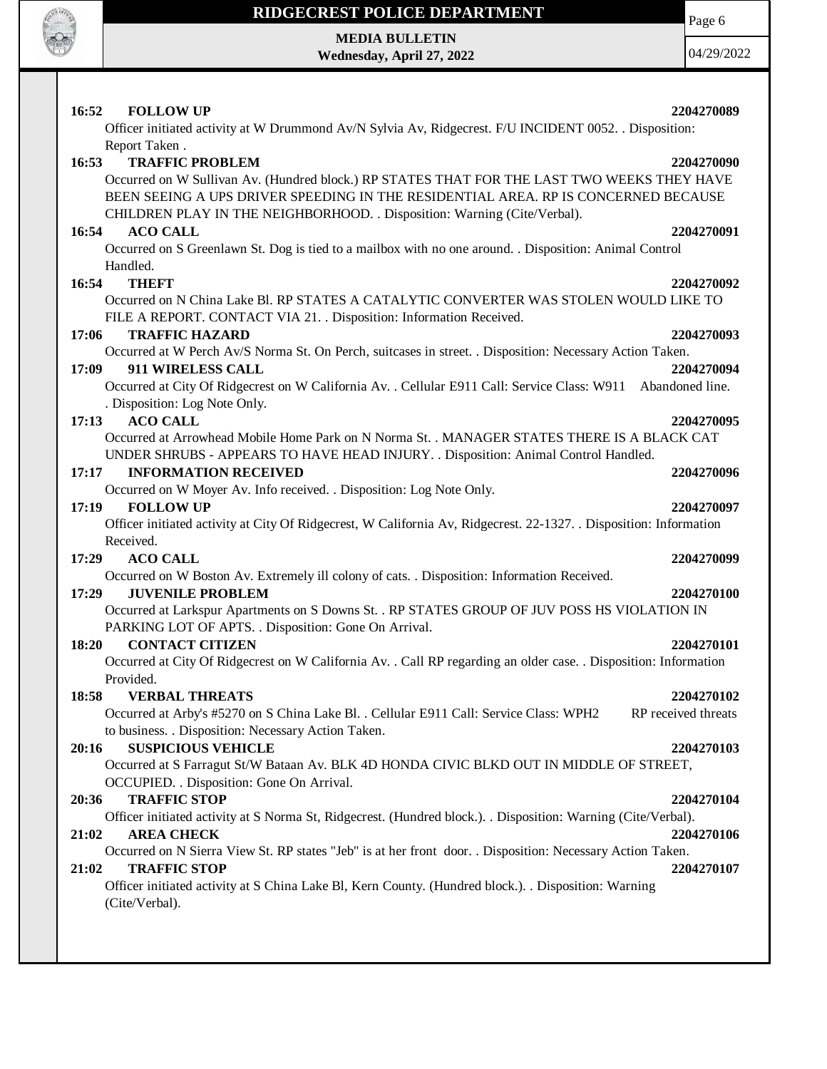**16:52 FOLLOW UP 2204270089**

Officer initiated activity at W Drummond Av/N Sylvia Av, Ridgecrest. F/U INCIDENT 0052. . Disposition: Report Taken .

**16:53 TRAFFIC PROBLEM 2204270090**

Occurred on W Sullivan Av. (Hundred block.) RP STATES THAT FOR THE LAST TWO WEEKS THEY HAVE BEEN SEEING A UPS DRIVER SPEEDING IN THE RESIDENTIAL AREA. RP IS CONCERNED BECAUSE CHILDREN PLAY IN THE NEIGHBORHOOD. . Disposition: Warning (Cite/Verbal).

**16:54 ACO CALL 2204270091**

Occurred on S Greenlawn St. Dog is tied to a mailbox with no one around. . Disposition: Animal Control Handled.

**16:54 THEFT 2204270092**

Occurred on N China Lake Bl. RP STATES A CATALYTIC CONVERTER WAS STOLEN WOULD LIKE TO FILE A REPORT. CONTACT VIA 21. . Disposition: Information Received.

**17:06 TRAFFIC HAZARD 2204270093**

Occurred at W Perch Av/S Norma St. On Perch, suitcases in street. . Disposition: Necessary Action Taken.

**17:09 911 WIRELESS CALL 2204270094**

Occurred at City Of Ridgecrest on W California Av. . Cellular E911 Call: Service Class: W911 Abandoned line. . Disposition: Log Note Only.

**17:13 ACO CALL 2204270095**

Occurred at Arrowhead Mobile Home Park on N Norma St. . MANAGER STATES THERE IS A BLACK CAT UNDER SHRUBS - APPEARS TO HAVE HEAD INJURY. . Disposition: Animal Control Handled.

**17:17 INFORMATION RECEIVED 2204270096**

Occurred on W Moyer Av. Info received. . Disposition: Log Note Only.

**17:19 FOLLOW UP 2204270097**

Officer initiated activity at City Of Ridgecrest, W California Av, Ridgecrest. 22-1327. . Disposition: Information Received.

**17:29 ACO CALL 2204270099**

Occurred on W Boston Av. Extremely ill colony of cats. . Disposition: Information Received.

**17:29 JUVENILE PROBLEM 2204270100**

Occurred at Larkspur Apartments on S Downs St. . RP STATES GROUP OF JUV POSS HS VIOLATION IN PARKING LOT OF APTS. . Disposition: Gone On Arrival.

**18:20 CONTACT CITIZEN 2204270101**

Occurred at City Of Ridgecrest on W California Av. . Call RP regarding an older case. . Disposition: Information Provided.

**18:58 VERBAL THREATS 2204270102**

Occurred at Arby's #5270 on S China Lake Bl. . Cellular E911 Call: Service Class: WPH2 RP received threats to business. . Disposition: Necessary Action Taken.

**20:16 SUSPICIOUS VEHICLE 2204270103**

Occurred at S Farragut St/W Bataan Av. BLK 4D HONDA CIVIC BLKD OUT IN MIDDLE OF STREET, OCCUPIED. . Disposition: Gone On Arrival.

**20:36 TRAFFIC STOP 2204270104**

Officer initiated activity at S Norma St, Ridgecrest. (Hundred block.). . Disposition: Warning (Cite/Verbal).

**21:02 AREA CHECK 2204270106**

Occurred on N Sierra View St. RP states "Jeb" is at her front door. . Disposition: Necessary Action Taken.

**21:02 TRAFFIC STOP 2204270107**

Officer initiated activity at S China Lake Bl, Kern County. (Hundred block.). . Disposition: Warning (Cite/Verbal).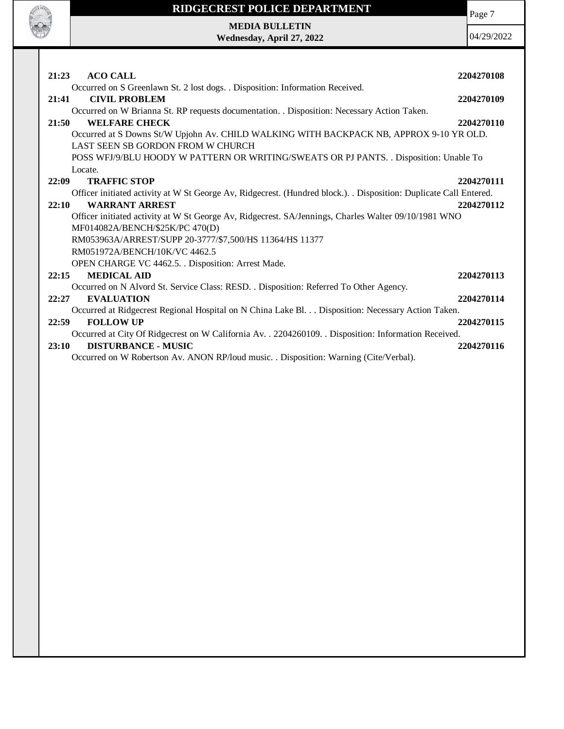**21:23 ACO CALL** **2204270108**

Occurred on S Greenlawn St. 2 lost dogs. . Disposition: Information Received.

**21:41 CIVIL PROBLEM** **2204270109**

Occurred on W Brianna St. RP requests documentation. . Disposition: Necessary Action Taken.

**21:50 WELFARE CHECK** **2204270110**

Occurred at S Downs St/W Upjohn Av. CHILD WALKING WITH BACKPACK NB, APPROX 9-10 YR OLD. LAST SEEN SB GORDON FROM W CHURCH

POSS WFJ/9/BLU HOODY W PATTERN OR WRITING/SWEATS OR PJ PANTS. . Disposition: Unable To Locate.

**22:09 TRAFFIC STOP** **2204270111**

Officer initiated activity at W St George Av, Ridgecrest. (Hundred block.). . Disposition: Duplicate Call Entered.

**22:10 WARRANT ARREST** **2204270112**

Officer initiated activity at W St George Av, Ridgecrest. SA/Jennings, Charles Walter 09/10/1981 WNO

MF014082A/BENCH/$25K/PC 470(D)

RM053963A/ARREST/SUPP 20-3777/$7,500/HS 11364/HS 11377

RM051972A/BENCH/10K/VC 4462.5

OPEN CHARGE VC 4462.5. . Disposition: Arrest Made.

**22:15 MEDICAL AID** **2204270113**

Occurred on N Alvord St. Service Class: RESD. . Disposition: Referred To Other Agency.

**22:27 EVALUATION** **2204270114**

Occurred at Ridgecrest Regional Hospital on N China Lake Bl. . . Disposition: Necessary Action Taken.

**22:59 FOLLOW UP** **2204270115**

Occurred at City Of Ridgecrest on W California Av. . 2204260109. . Disposition: Information Received.

**23:10 DISTURBANCE - MUSIC** **2204270116**

Occurred on W Robertson Av. ANON RP/loud music. . Disposition: Warning (Cite/Verbal).